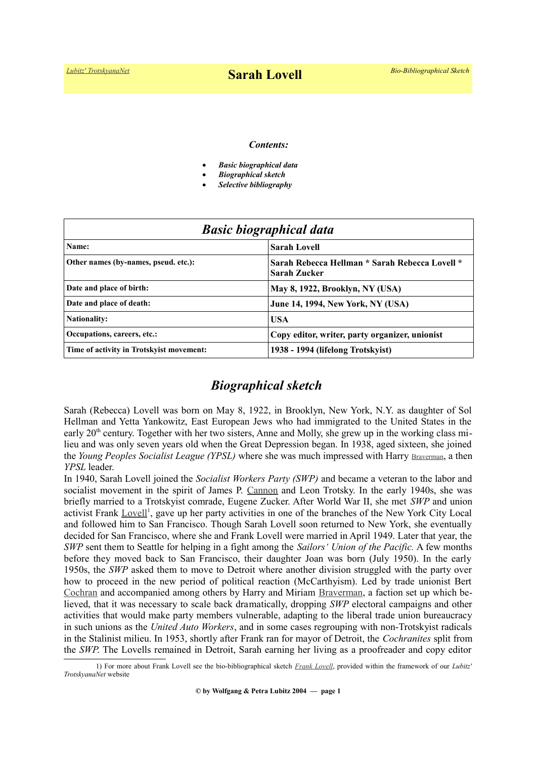# Sarah Lovell

***Contents:***

- ***Basic biographical data***
- ***Biographical sketch***
- ***Selective bibliography***

| ***Basic biographical data*** | |
|---|---|
| **Name:** | **Sarah Lovell** |
| **Other names (by-names, pseud. etc.):** | **Sarah Rebecca Hellman * Sarah Rebecca Lovell * Sarah Zucker** |
| **Date and place of birth:** | **May 8, 1922, Brooklyn, NY (USA)** |
| **Date and place of death:** | **June 14, 1994, New York, NY (USA)** |
| **Nationality:** | **USA** |
| **Occupations, careers, etc.:** | **Copy editor, writer, party organizer, unionist** |
| **Time of activity in Trotskyist movement:** | **1938 - 1994 (lifelong Trotskyist)** |

## *Biographical sketch*

Sarah (Rebecca) Lovell was born on May 8, 1922, in Brooklyn, New York, N.Y. as daughter of Sol Hellman and Yetta Yankowitz, East European Jews who had immigrated to the United States in the early 20th century. Together with her two sisters, Anne and Molly, she grew up in the working class milieu and was only seven years old when the Great Depression began. In 1938, aged sixteen, she joined the *Young Peoples Socialist League (YPSL)* where she was much impressed with Harry Braverman, a then *YPSL* leader.
In 1940, Sarah Lovell joined the *Socialist Workers Party (SWP)* and became a veteran to the labor and socialist movement in the spirit of James P. Cannon and Leon Trotsky. In the early 1940s, she was briefly married to a Trotskyist comrade, Eugene Zucker. After World War II, she met *SWP* and union activist Frank Lovell[1], gave up her party activities in one of the branches of the New York City Local and followed him to San Francisco. Though Sarah Lovell soon returned to New York, she eventually decided for San Francisco, where she and Frank Lovell were married in April 1949. Later that year, the *SWP* sent them to Seattle for helping in a fight among the *Sailors' Union of the Pacific.* A few months before they moved back to San Francisco, their daughter Joan was born (July 1950). In the early 1950s, the *SWP* asked them to move to Detroit where another division struggled with the party over how to proceed in the new period of political reaction (McCarthyism). Led by trade unionist Bert Cochran and accompanied among others by Harry and Miriam Braverman, a faction set up which believed, that it was necessary to scale back dramatically, dropping *SWP* electoral campaigns and other activities that would make party members vulnerable, adapting to the liberal trade union bureaucracy in such unions as the *United Auto Workers*, and in some cases regrouping with non-Trotskyist radicals in the Stalinist milieu. In 1953, shortly after Frank ran for mayor of Detroit, the *Cochranites* split from the *SWP*. The Lovells remained in Detroit, Sarah earning her living as a proofreader and copy editor

---

1) For more about Frank Lovell see the bio-bibliographical sketch *Frank Lovell*, provided within the framework of our *Lubitz' TrotskyanaNet* website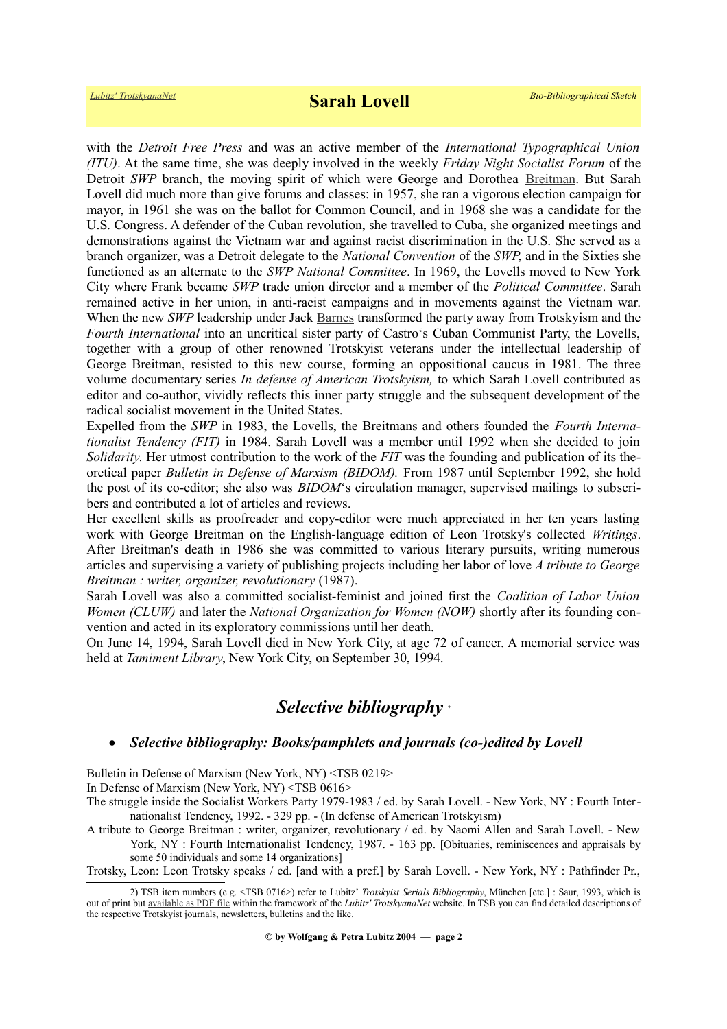with the *Detroit Free Press* and was an active member of the *International Typographical Union (ITU)*. At the same time, she was deeply involved in the weekly *Friday Night Socialist Forum* of the Detroit *SWP* branch, the moving spirit of which were George and Dorothea Breitman. But Sarah Lovell did much more than give forums and classes: in 1957, she ran a vigorous election campaign for mayor, in 1961 she was on the ballot for Common Council, and in 1968 she was a candidate for the U.S. Congress. A defender of the Cuban revolution, she travelled to Cuba, she organized meetings and demonstrations against the Vietnam war and against racist discrimination in the U.S. She served as a branch organizer, was a Detroit delegate to the *National Convention* of the *SWP*, and in the Sixties she functioned as an alternate to the *SWP National Committee*. In 1969, the Lovells moved to New York City where Frank became *SWP* trade union director and a member of the *Political Committee*. Sarah remained active in her union, in anti-racist campaigns and in movements against the Vietnam war. When the new *SWP* leadership under Jack Barnes transformed the party away from Trotskyism and the *Fourth International* into an uncritical sister party of Castro's Cuban Communist Party, the Lovells, together with a group of other renowned Trotskyist veterans under the intellectual leadership of George Breitman, resisted to this new course, forming an oppositional caucus in 1981. The three volume documentary series *In defense of American Trotskyism,* to which Sarah Lovell contributed as editor and co-author, vividly reflects this inner party struggle and the subsequent development of the radical socialist movement in the United States.

Expelled from the *SWP* in 1983, the Lovells, the Breitmans and others founded the *Fourth Internationalist Tendency (FIT)* in 1984. Sarah Lovell was a member until 1992 when she decided to join *Solidarity*. Her utmost contribution to the work of the *FIT* was the founding and publication of its theoretical paper *Bulletin in Defense of Marxism (BIDOM).* From 1987 until September 1992, she hold the post of its co-editor; she also was *BIDOM*'s circulation manager, supervised mailings to subscribers and contributed a lot of articles and reviews.

Her excellent skills as proofreader and copy-editor were much appreciated in her ten years lasting work with George Breitman on the English-language edition of Leon Trotsky's collected *Writings*. After Breitman's death in 1986 she was committed to various literary pursuits, writing numerous articles and supervising a variety of publishing projects including her labor of love *A tribute to George Breitman : writer, organizer, revolutionary* (1987).

Sarah Lovell was also a committed socialist-feminist and joined first the *Coalition of Labor Union Women (CLUW)* and later the *National Organization for Women (NOW)* shortly after its founding convention and acted in its exploratory commissions until her death.

On June 14, 1994, Sarah Lovell died in New York City, at age 72 of cancer. A memorial service was held at *Tamiment Library*, New York City, on September 30, 1994.

## *Selective bibliography* [2]

- ***Selective bibliography: Books/pamphlets and journals (co-)edited by Lovell***

Bulletin in Defense of Marxism (New York, NY) <TSB 0219>

In Defense of Marxism (New York, NY) <TSB 0616>

The struggle inside the Socialist Workers Party 1979-1983 / ed. by Sarah Lovell. - New York, NY : Fourth Internationalist Tendency, 1992. - 329 pp. - (In defense of American Trotskyism)

A tribute to George Breitman : writer, organizer, revolutionary / ed. by Naomi Allen and Sarah Lovell. - New York, NY : Fourth Internationalist Tendency, 1987. - 163 pp. [Obituaries, reminiscences and appraisals by some 50 individuals and some 14 organizations]

Trotsky, Leon: Leon Trotsky speaks / ed. [and with a pref.] by Sarah Lovell. - New York, NY : Pathfinder Pr.,

2) TSB item numbers (e.g. <TSB 0716>) refer to Lubitz' *Trotskyist Serials Bibliography*, München [etc.] : Saur, 1993, which is out of print but available as PDF file within the framework of the *Lubitz' TrotskyanaNet* website. In TSB you can find detailed descriptions of the respective Trotskyist journals, newsletters, bulletins and the like.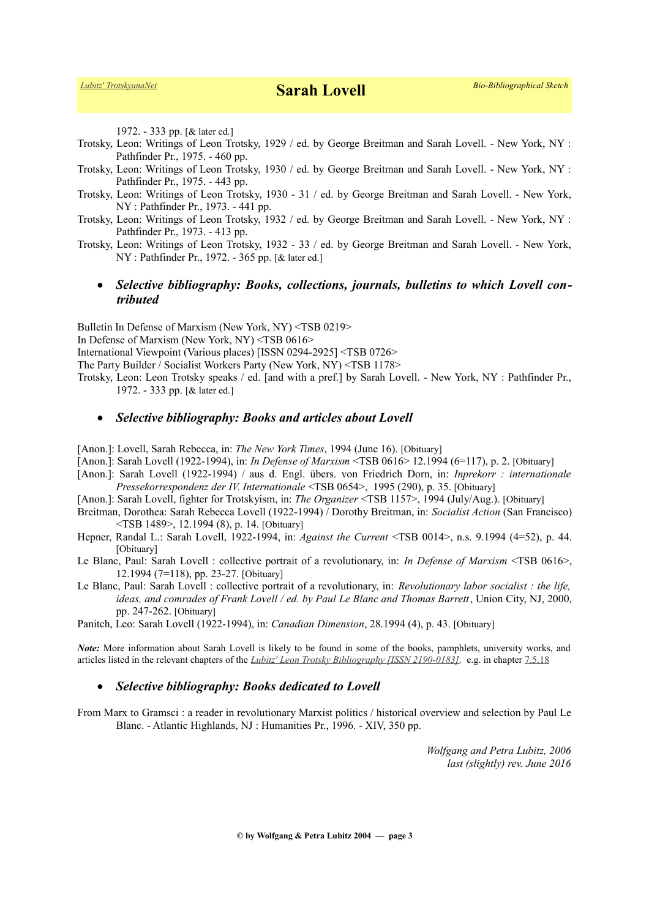1972. - 333 pp. [& later ed.]

Trotsky, Leon: Writings of Leon Trotsky, 1929 / ed. by George Breitman and Sarah Lovell. - New York, NY : Pathfinder Pr., 1975. - 460 pp.

Trotsky, Leon: Writings of Leon Trotsky, 1930 / ed. by George Breitman and Sarah Lovell. - New York, NY : Pathfinder Pr., 1975. - 443 pp.

Trotsky, Leon: Writings of Leon Trotsky, 1930 - 31 / ed. by George Breitman and Sarah Lovell. - New York, NY : Pathfinder Pr., 1973. - 441 pp.

Trotsky, Leon: Writings of Leon Trotsky, 1932 / ed. by George Breitman and Sarah Lovell. - New York, NY : Pathfinder Pr., 1973. - 413 pp.

Trotsky, Leon: Writings of Leon Trotsky, 1932 - 33 / ed. by George Breitman and Sarah Lovell. - New York, NY : Pathfinder Pr., 1972. - 365 pp. [& later ed.]

- ***Selective bibliography: Books, collections, journals, bulletins to which Lovell contributed***

Bulletin In Defense of Marxism (New York, NY) <TSB 0219>

In Defense of Marxism (New York, NY) <TSB 0616>

International Viewpoint (Various places) [ISSN 0294-2925] <TSB 0726>

The Party Builder / Socialist Workers Party (New York, NY) <TSB 1178>

Trotsky, Leon: Leon Trotsky speaks / ed. [and with a pref.] by Sarah Lovell. - New York, NY : Pathfinder Pr., 1972. - 333 pp. [& later ed.]

- ***Selective bibliography: Books and articles about Lovell***

[Anon.]: Lovell, Sarah Rebecca, in: *The New York Times*, 1994 (June 16). [Obituary]

[Anon.]: Sarah Lovell (1922-1994), in: *In Defense of Marxism* <TSB 0616> 12.1994 (6=117), p. 2. [Obituary]

[Anon.]: Sarah Lovell (1922-1994) / aus d. Engl. übers. von Friedrich Dorn, in: *Inprekorr : internationale Pressekorrespondenz der IV. Internationale* <TSB 0654>, 1995 (290), p. 35. [Obituary]

[Anon.]: Sarah Lovell, fighter for Trotskyism, in: *The Organizer* <TSB 1157>, 1994 (July/Aug.). [Obituary]

Breitman, Dorothea: Sarah Rebecca Lovell (1922-1994) / Dorothy Breitman, in: *Socialist Action* (San Francisco) <TSB 1489>, 12.1994 (8), p. 14. [Obituary]

Hepner, Randal L.: Sarah Lovell, 1922-1994, in: *Against the Current* <TSB 0014>, n.s. 9.1994 (4=52), p. 44. [Obituary]

Le Blanc, Paul: Sarah Lovell : collective portrait of a revolutionary, in: *In Defense of Marxism* <TSB 0616>, 12.1994 (7=118), pp. 23-27. [Obituary]

Le Blanc, Paul: Sarah Lovell : collective portrait of a revolutionary, in: *Revolutionary labor socialist : the life, ideas, and comrades of Frank Lovell / ed. by Paul Le Blanc and Thomas Barrett*, Union City, NJ, 2000, pp. 247-262. [Obituary]

Panitch, Leo: Sarah Lovell (1922-1994), in: *Canadian Dimension*, 28.1994 (4), p. 43. [Obituary]

***Note:*** More information about Sarah Lovell is likely to be found in some of the books, pamphlets, university works, and articles listed in the relevant chapters of the *Lubitz' Leon Trotsky Bibliography [ISSN 2190-0183]*, e.g. in chapter 7.5.18

- ***Selective bibliography: Books dedicated to Lovell***

From Marx to Gramsci : a reader in revolutionary Marxist politics / historical overview and selection by Paul Le Blanc. - Atlantic Highlands, NJ : Humanities Pr., 1996. - XIV, 350 pp.

*Wolfgang and Petra Lubitz, 2006*
*last (slightly) rev. June 2016*